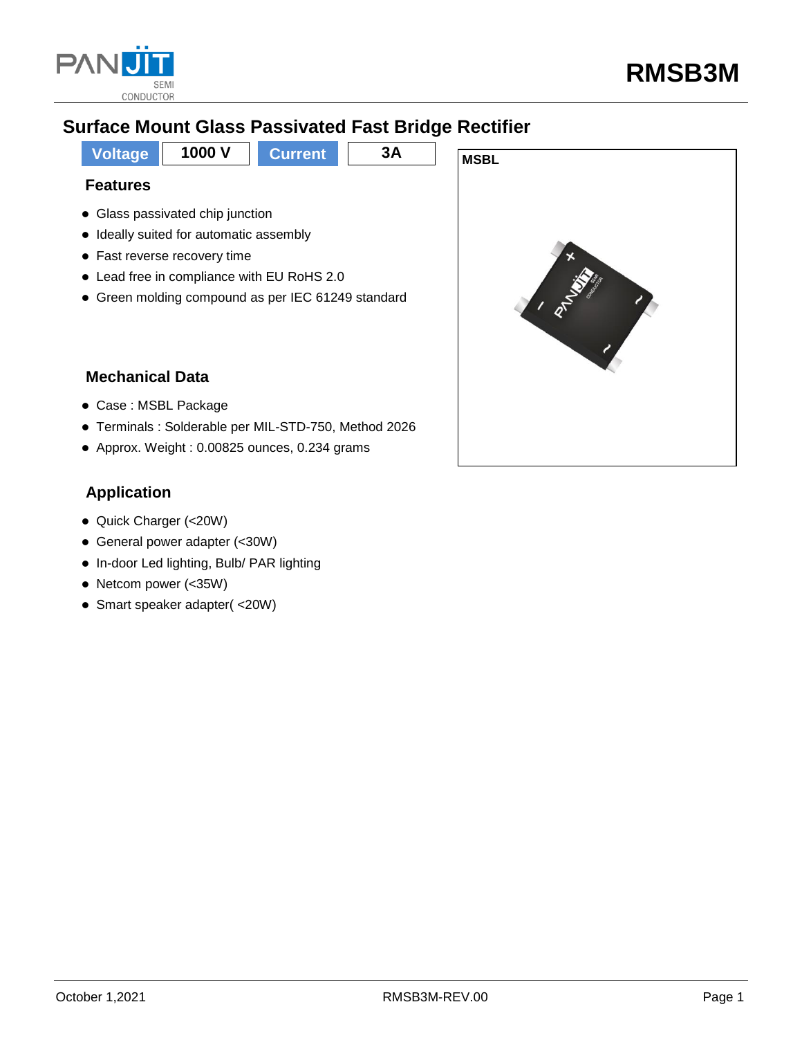# RMSB3M

## Surface Mount Glass Passivated Fast Bridge Rectifier

| Voltage | 1000 V | Current | 3A |
|---|---|---|---|

### Features

- Glass passivated chip junction
- Ideally suited for automatic assembly
- Fast reverse recovery time
- Lead free in compliance with EU RoHS 2.0
- Green molding compound as per IEC 61249 standard

MSBL

### Mechanical Data

- Case : MSBL Package
- Terminals : Solderable per MIL-STD-750, Method 2026
- Approx. Weight : 0.00825 ounces, 0.234 grams

### Application

- Quick Charger (<20W)
- General power adapter (<30W)
- In-door Led lighting, Bulb/ PAR lighting
- Netcom power (<35W)
- Smart speaker adapter( <20W)

October 1,2021 RMSB3M-REV.00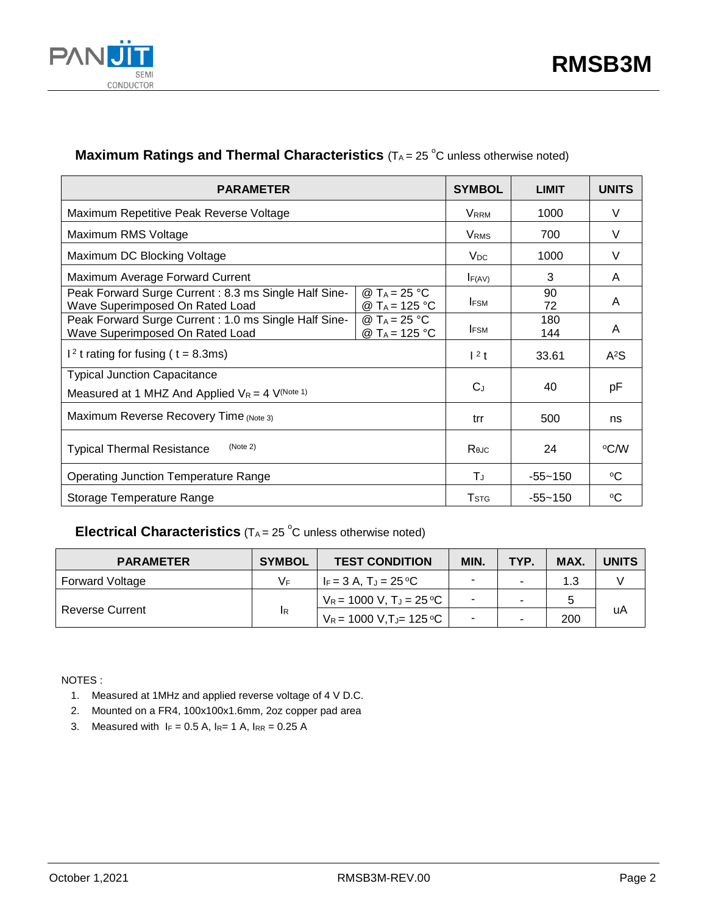## Maximum Ratings and Thermal Characteristics ($T_A$ = 25 °C unless otherwise noted)

| PARAMETER | | SYMBOL | LIMIT | UNITS |
|---|---|---|---|---|
| Maximum Repetitive Peak Reverse Voltage | | $V_{RRM}$ | 1000 | V |
| Maximum RMS Voltage | | $V_{RMS}$ | 700 | V |
| Maximum DC Blocking Voltage | | $V_{DC}$ | 1000 | V |
| Maximum Average Forward Current | | $I_{F(AV)}$ | 3 | A |
| Peak Forward Surge Current : 8.3 ms Single Half Sine-Wave Superimposed On Rated Load | @ $T_A$ = 25 °C<br>@ $T_A$ = 125 °C | $I_{FSM}$ | 90<br>72 | A |
| Peak Forward Surge Current : 1.0 ms Single Half Sine-Wave Superimposed On Rated Load | @ $T_A$ = 25 °C<br>@ $T_A$ = 125 °C | $I_{FSM}$ | 180<br>144 | A |
| $I^2t$ rating for fusing ( t = 8.3ms) | | $I^2t$ | 33.61 | $A^2S$ |
| Typical Junction Capacitance<br>Measured at 1 MHZ And Applied $V_R$ = 4 V (Note 1) | | $C_J$ | 40 | pF |
| Maximum Reverse Recovery Time (Note 3) | | trr | 500 | ns |
| Typical Thermal Resistance (Note 2) | | $R_{θJC}$ | 24 | °C/W |
| Operating Junction Temperature Range | | $T_J$ | -55~150 | °C |
| Storage Temperature Range | | $T_{STG}$ | -55~150 | °C |

## Electrical Characteristics ($T_A$ = 25 °C unless otherwise noted)

| PARAMETER | SYMBOL | TEST CONDITION | MIN. | TYP. | MAX. | UNITS |
|---|---|---|---|---|---|---|
| Forward Voltage | $V_F$ | $I_F$ = 3 A, $T_J$ = 25 °C | - | - | 1.3 | V |
| Reverse Current | $I_R$ | $V_R$ = 1000 V, $T_J$ = 25 °C | - | - | 5 | uA |
| | | $V_R$ = 1000 V, $T_J$ = 125 °C | - | - | 200 | |

NOTES :

1. Measured at 1MHz and applied reverse voltage of 4 V D.C.
2. Mounted on a FR4, 100x100x1.6mm, 2oz copper pad area
3. Measured with $I_F$ = 0.5 A, $I_R$ = 1 A, $I_{RR}$ = 0.25 A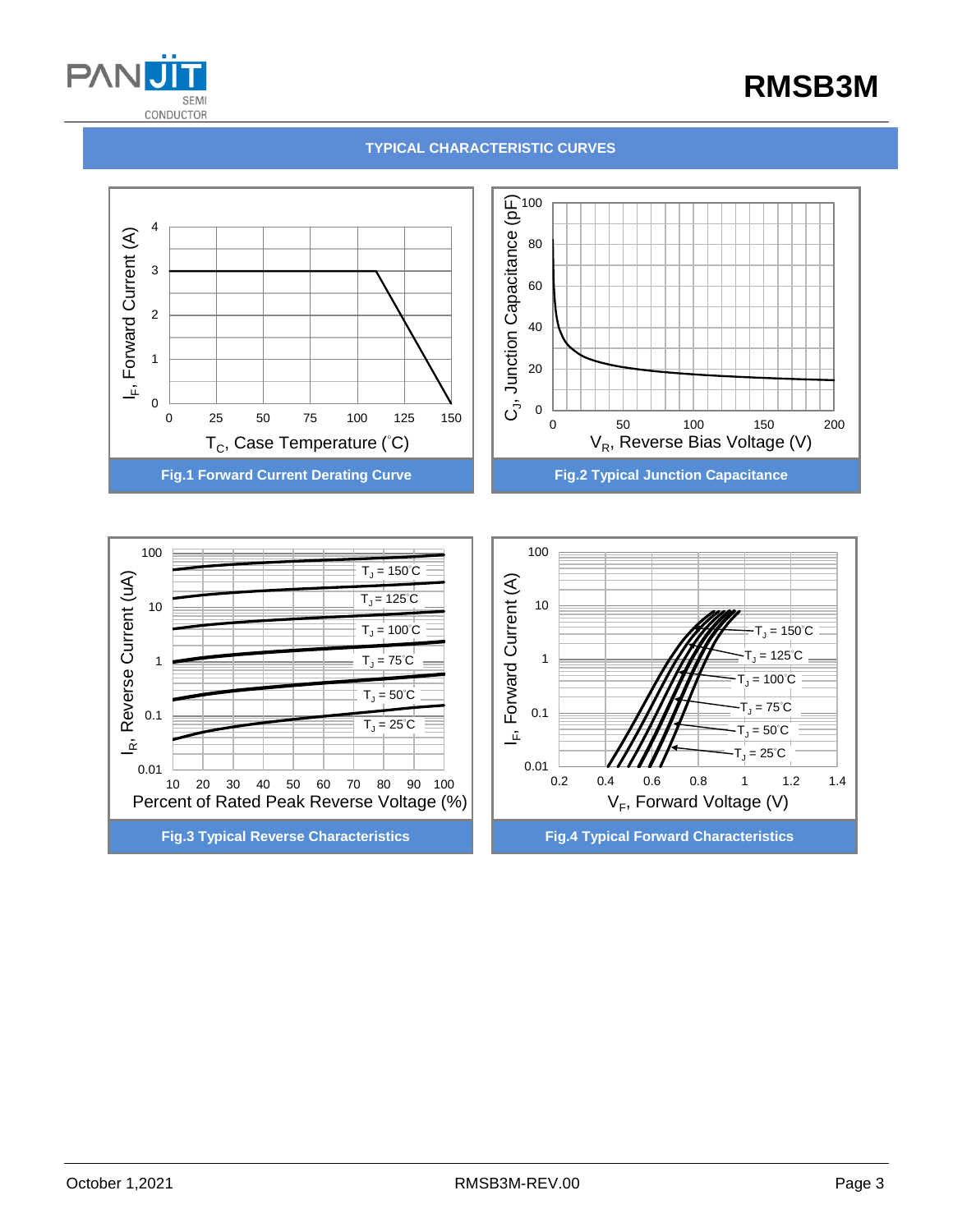## TYPICAL CHARACTERISTIC CURVES

Fig.1 Forward Current Derating Curve

Fig.2 Typical Junction Capacitance

Fig.3 Typical Reverse Characteristics

Fig.4 Typical Forward Characteristics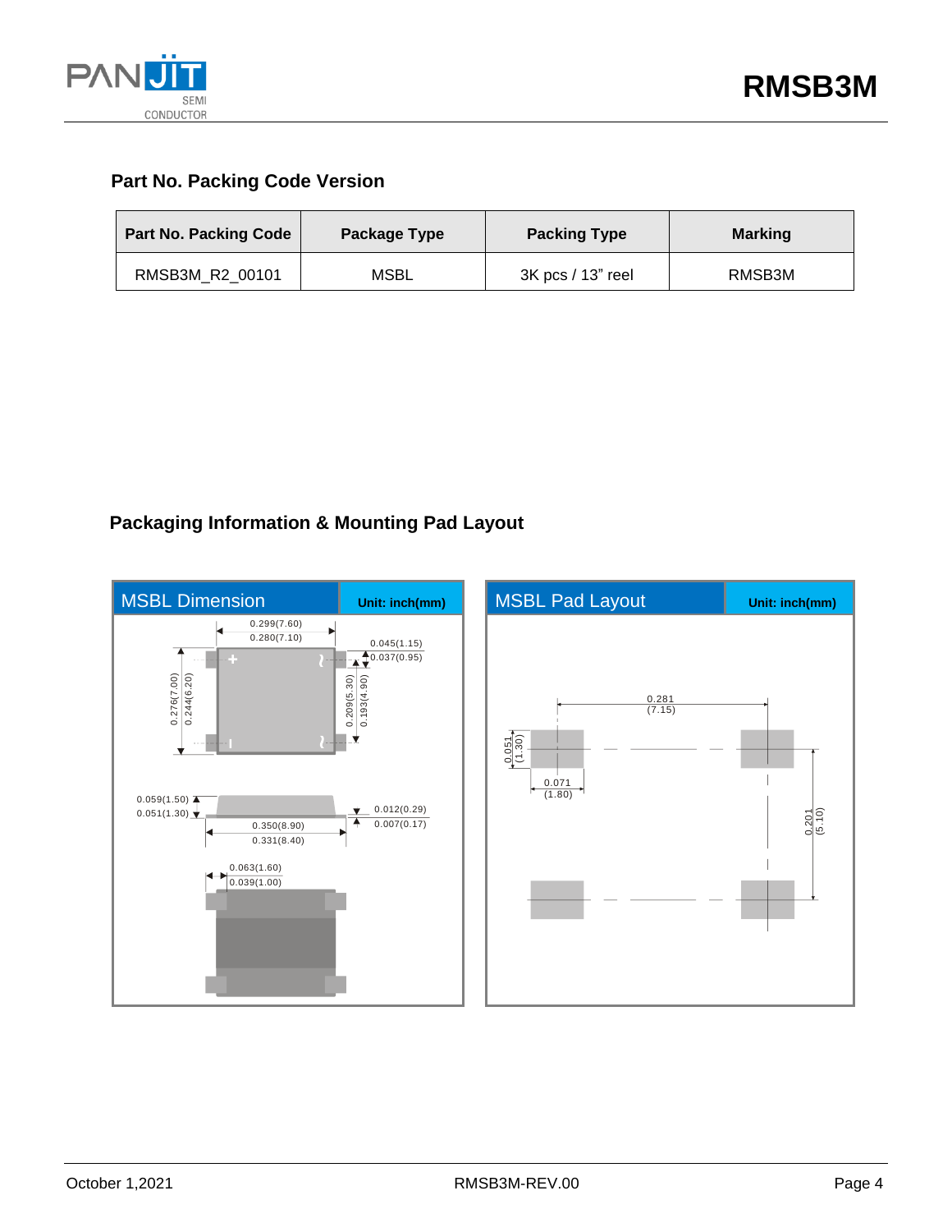## Part No. Packing Code Version

| Part No. Packing Code | Package Type | Packing Type | Marking |
|---|---|---|---|
| RMSB3M_R2_00101 | MSBL | 3K pcs / 13" reel | RMSB3M |

## Packaging Information & Mounting Pad Layout

| MSBL Dimension | Unit: inch(mm) |
|---|---|

0.299(7.60)
0.280(7.10)
0.045(1.15)
0.037(0.95)
0.276(7.00)
0.244(6.20)
0.209(5.30)
0.193(4.90)
0.059(1.50)
0.051(1.30)
0.012(0.29)
0.007(0.17)
0.350(8.90)
0.331(8.40)
0.063(1.60)
0.039(1.00)

| MSBL Pad Layout | Unit: inch(mm) |
|---|---|

0.281
(7.15)
0.051
(1.30)
0.071
(1.80)
0.201
(5.10)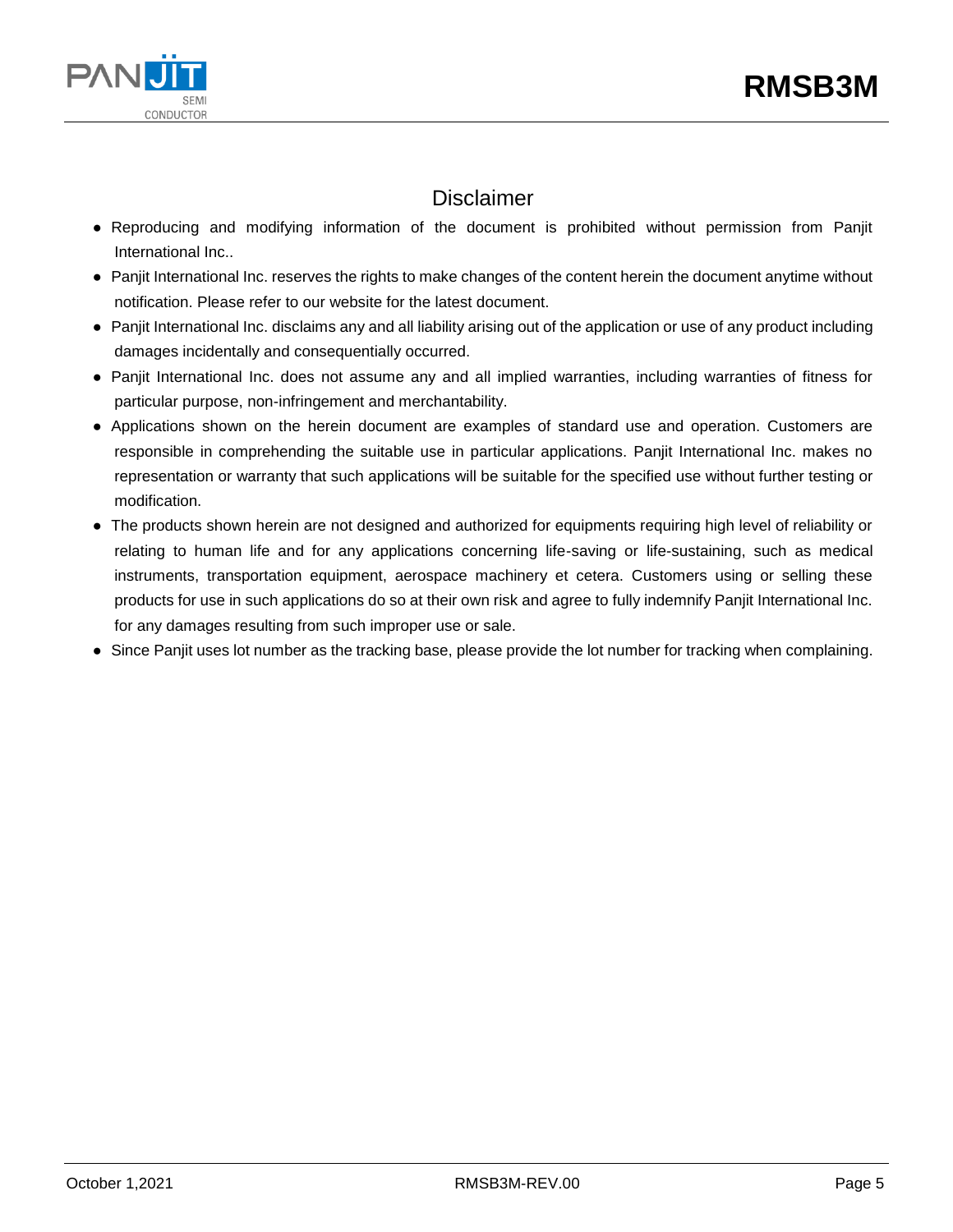## Disclaimer

- Reproducing and modifying information of the document is prohibited without permission from Panjit International Inc..
- Panjit International Inc. reserves the rights to make changes of the content herein the document anytime without notification. Please refer to our website for the latest document.
- Panjit International Inc. disclaims any and all liability arising out of the application or use of any product including damages incidentally and consequentially occurred.
- Panjit International Inc. does not assume any and all implied warranties, including warranties of fitness for particular purpose, non-infringement and merchantability.
- Applications shown on the herein document are examples of standard use and operation. Customers are responsible in comprehending the suitable use in particular applications. Panjit International Inc. makes no representation or warranty that such applications will be suitable for the specified use without further testing or modification.
- The products shown herein are not designed and authorized for equipments requiring high level of reliability or relating to human life and for any applications concerning life-saving or life-sustaining, such as medical instruments, transportation equipment, aerospace machinery et cetera. Customers using or selling these products for use in such applications do so at their own risk and agree to fully indemnify Panjit International Inc. for any damages resulting from such improper use or sale.
- Since Panjit uses lot number as the tracking base, please provide the lot number for tracking when complaining.